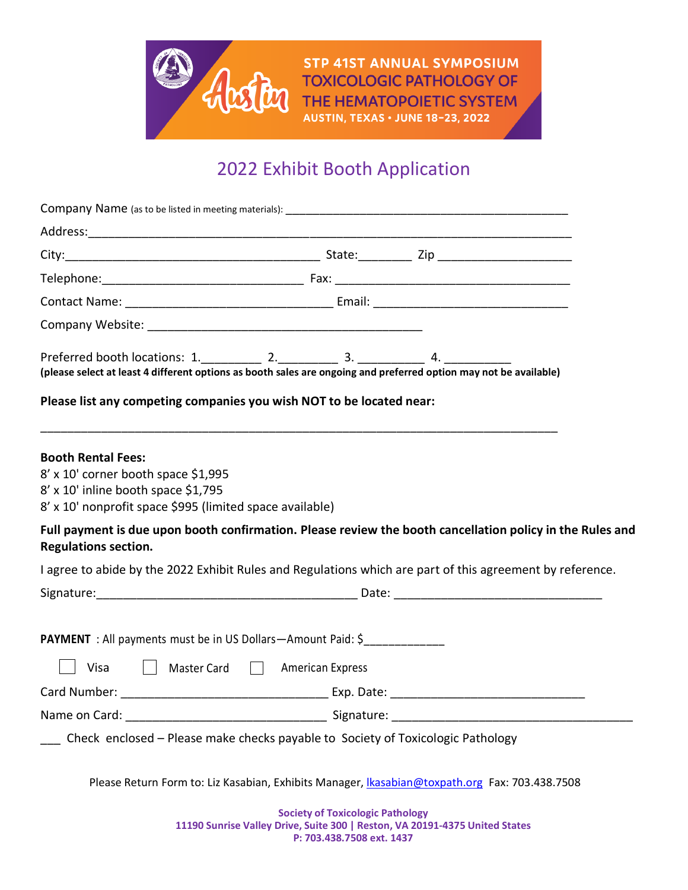STP 41ST ANNUAL SYMPOSIUM
TOXICOLOGIC PATHOLOGY OF THE HEMATOPOIETIC SYSTEM
AUSTIN, TEXAS • JUNE 18-23, 2022

# 2022 Exhibit Booth Application

Company Name (as to be listed in meeting materials): ____________________________________________

Address:___________________________________________________________________________

City:_______________________________________ State:________ Zip ___________________

Telephone:______________________________ Fax: ____________________________________

Contact Name: ______________________________ Email: ____________________________

Company Website: ________________________________________

Preferred booth locations: 1._________ 2._________ 3. __________ 4. __________
**(please select at least 4 different options as booth sales are ongoing and preferred option may not be available)**

**Please list any competing companies you wish NOT to be located near:**

_______________________________________________________________________________

**Booth Rental Fees:**
8' x 10' corner booth space $1,995
8' x 10' inline booth space $1,795
8' x 10' nonprofit space $995 (limited space available)

**Full payment is due upon booth confirmation. Please review the booth cancellation policy in the Rules and Regulations section.**

I agree to abide by the 2022 Exhibit Rules and Regulations which are part of this agreement by reference.

Signature:_______________________________________ Date: ______________________________

**PAYMENT** : All payments must be in US Dollars—Amount Paid: $____________

☐ Visa ☐ Master Card ☐ American Express

Card Number: ______________________________ Exp. Date: ____________________________

Name on Card: ______________________________ Signature: ___________________________________

___ Check enclosed – Please make checks payable to Society of Toxicologic Pathology

Please Return Form to: Liz Kasabian, Exhibits Manager, lkasabian@toxpath.org Fax: 703.438.7508

**Society of Toxicologic Pathology**
**11190 Sunrise Valley Drive, Suite 300 | Reston, VA 20191-4375 United States**
**P: 703.438.7508 ext. 1437**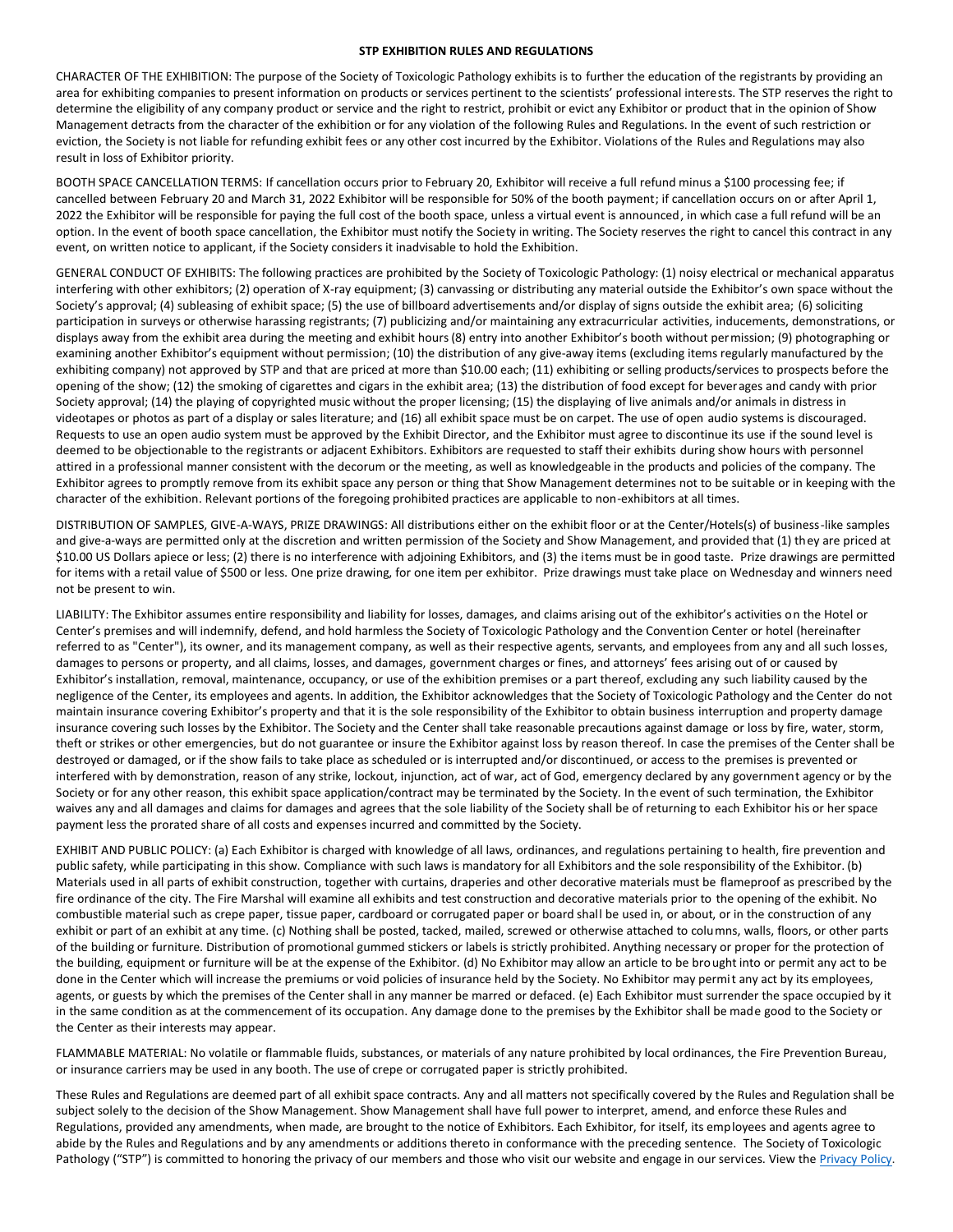## STP EXHIBITION RULES AND REGULATIONS

CHARACTER OF THE EXHIBITION: The purpose of the Society of Toxicologic Pathology exhibits is to further the education of the registrants by providing an area for exhibiting companies to present information on products or services pertinent to the scientists' professional interests. The STP reserves the right to determine the eligibility of any company product or service and the right to restrict, prohibit or evict any Exhibitor or product that in the opinion of Show Management detracts from the character of the exhibition or for any violation of the following Rules and Regulations. In the event of such restriction or eviction, the Society is not liable for refunding exhibit fees or any other cost incurred by the Exhibitor. Violations of the Rules and Regulations may also result in loss of Exhibitor priority.

BOOTH SPACE CANCELLATION TERMS: If cancellation occurs prior to February 20, Exhibitor will receive a full refund minus a $100 processing fee; if cancelled between February 20 and March 31, 2022 Exhibitor will be responsible for 50% of the booth payment; if cancellation occurs on or after April 1, 2022 the Exhibitor will be responsible for paying the full cost of the booth space, unless a virtual event is announced, in which case a full refund will be an option. In the event of booth space cancellation, the Exhibitor must notify the Society in writing. The Society reserves the right to cancel this contract in any event, on written notice to applicant, if the Society considers it inadvisable to hold the Exhibition.

GENERAL CONDUCT OF EXHIBITS: The following practices are prohibited by the Society of Toxicologic Pathology: (1) noisy electrical or mechanical apparatus interfering with other exhibitors; (2) operation of X-ray equipment; (3) canvassing or distributing any material outside the Exhibitor's own space without the Society's approval; (4) subleasing of exhibit space; (5) the use of billboard advertisements and/or display of signs outside the exhibit area; (6) soliciting participation in surveys or otherwise harassing registrants; (7) publicizing and/or maintaining any extracurricular activities, inducements, demonstrations, or displays away from the exhibit area during the meeting and exhibit hours (8) entry into another Exhibitor's booth without permission; (9) photographing or examining another Exhibitor's equipment without permission; (10) the distribution of any give-away items (excluding items regularly manufactured by the exhibiting company) not approved by STP and that are priced at more than $10.00 each; (11) exhibiting or selling products/services to prospects before the opening of the show; (12) the smoking of cigarettes and cigars in the exhibit area; (13) the distribution of food except for beverages and candy with prior Society approval; (14) the playing of copyrighted music without the proper licensing; (15) the displaying of live animals and/or animals in distress in videotapes or photos as part of a display or sales literature; and (16) all exhibit space must be on carpet. The use of open audio systems is discouraged. Requests to use an open audio system must be approved by the Exhibit Director, and the Exhibitor must agree to discontinue its use if the sound level is deemed to be objectionable to the registrants or adjacent Exhibitors. Exhibitors are requested to staff their exhibits during show hours with personnel attired in a professional manner consistent with the decorum or the meeting, as well as knowledgeable in the products and policies of the company. The Exhibitor agrees to promptly remove from its exhibit space any person or thing that Show Management determines not to be suitable or in keeping with the character of the exhibition. Relevant portions of the foregoing prohibited practices are applicable to non-exhibitors at all times.

DISTRIBUTION OF SAMPLES, GIVE-A-WAYS, PRIZE DRAWINGS: All distributions either on the exhibit floor or at the Center/Hotels(s) of business-like samples and give-a-ways are permitted only at the discretion and written permission of the Society and Show Management, and provided that (1) they are priced at $10.00 US Dollars apiece or less; (2) there is no interference with adjoining Exhibitors, and (3) the items must be in good taste. Prize drawings are permitted for items with a retail value of $500 or less. One prize drawing, for one item per exhibitor. Prize drawings must take place on Wednesday and winners need not be present to win.

LIABILITY: The Exhibitor assumes entire responsibility and liability for losses, damages, and claims arising out of the exhibitor's activities on the Hotel or Center's premises and will indemnify, defend, and hold harmless the Society of Toxicologic Pathology and the Convention Center or hotel (hereinafter referred to as "Center"), its owner, and its management company, as well as their respective agents, servants, and employees from any and all such losses, damages to persons or property, and all claims, losses, and damages, government charges or fines, and attorneys' fees arising out of or caused by Exhibitor's installation, removal, maintenance, occupancy, or use of the exhibition premises or a part thereof, excluding any such liability caused by the negligence of the Center, its employees and agents. In addition, the Exhibitor acknowledges that the Society of Toxicologic Pathology and the Center do not maintain insurance covering Exhibitor's property and that it is the sole responsibility of the Exhibitor to obtain business interruption and property damage insurance covering such losses by the Exhibitor. The Society and the Center shall take reasonable precautions against damage or loss by fire, water, storm, theft or strikes or other emergencies, but do not guarantee or insure the Exhibitor against loss by reason thereof. In case the premises of the Center shall be destroyed or damaged, or if the show fails to take place as scheduled or is interrupted and/or discontinued, or access to the premises is prevented or interfered with by demonstration, reason of any strike, lockout, injunction, act of war, act of God, emergency declared by any government agency or by the Society or for any other reason, this exhibit space application/contract may be terminated by the Society. In the event of such termination, the Exhibitor waives any and all damages and claims for damages and agrees that the sole liability of the Society shall be of returning to each Exhibitor his or her space payment less the prorated share of all costs and expenses incurred and committed by the Society.

EXHIBIT AND PUBLIC POLICY: (a) Each Exhibitor is charged with knowledge of all laws, ordinances, and regulations pertaining to health, fire prevention and public safety, while participating in this show. Compliance with such laws is mandatory for all Exhibitors and the sole responsibility of the Exhibitor. (b) Materials used in all parts of exhibit construction, together with curtains, draperies and other decorative materials must be flameproof as prescribed by the fire ordinance of the city. The Fire Marshal will examine all exhibits and test construction and decorative materials prior to the opening of the exhibit. No combustible material such as crepe paper, tissue paper, cardboard or corrugated paper or board shall be used in, or about, or in the construction of any exhibit or part of an exhibit at any time. (c) Nothing shall be posted, tacked, mailed, screwed or otherwise attached to columns, walls, floors, or other parts of the building or furniture. Distribution of promotional gummed stickers or labels is strictly prohibited. Anything necessary or proper for the protection of the building, equipment or furniture will be at the expense of the Exhibitor. (d) No Exhibitor may allow an article to be brought into or permit any act to be done in the Center which will increase the premiums or void policies of insurance held by the Society. No Exhibitor may permit any act by its employees, agents, or guests by which the premises of the Center shall in any manner be marred or defaced. (e) Each Exhibitor must surrender the space occupied by it in the same condition as at the commencement of its occupation. Any damage done to the premises by the Exhibitor shall be made good to the Society or the Center as their interests may appear.

FLAMMABLE MATERIAL: No volatile or flammable fluids, substances, or materials of any nature prohibited by local ordinances, the Fire Prevention Bureau, or insurance carriers may be used in any booth. The use of crepe or corrugated paper is strictly prohibited.

These Rules and Regulations are deemed part of all exhibit space contracts. Any and all matters not specifically covered by the Rules and Regulation shall be subject solely to the decision of the Show Management. Show Management shall have full power to interpret, amend, and enforce these Rules and Regulations, provided any amendments, when made, are brought to the notice of Exhibitors. Each Exhibitor, for itself, its employees and agents agree to abide by the Rules and Regulations and by any amendments or additions thereto in conformance with the preceding sentence. The Society of Toxicologic Pathology ("STP") is committed to honoring the privacy of our members and those who visit our website and engage in our services. View the Privacy Policy.